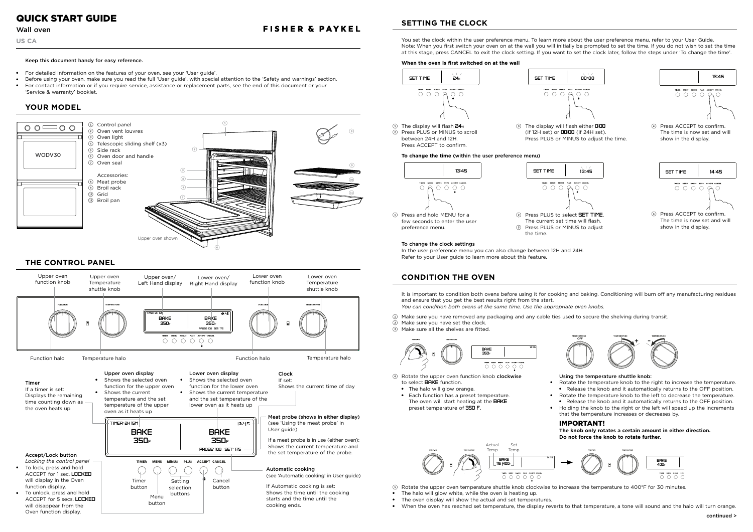# QUICK START GUIDE

Wall oven

US CA

**FISHER & PAYKEL**

**Keep this document handy for easy reference.**

- For detailed information on the features of your oven, see your 'User guide'.
- Before using your oven, make sure you read the full 'User guide', with special attention to the 'Safety and warnings' section.
- For contact information or if you require service, assistance or replacement parts, see the end of this document or your 'Service & warranty' booklet.

## YOUR MODEL

WODV30

1. Control panel
2. Oven vent louvres
3. Oven light
4. Telescopic sliding shelf (x3)
5. Side rack
6. Oven door and handle
7. Oven seal

Accessories:

8. Meat probe
9. Broil rack
10. Grid
11. Broil pan

Upper oven shown

## THE CONTROL PANEL

Upper oven function knob · Upper oven Temperature shuttle knob · Upper oven/ Left Hand display · Lower oven/ Right Hand display · Lower oven function knob · Lower oven Temperature shuttle knob

Function halo · Temperature halo · Function halo · Temperature halo

**Timer**
If a timer is set: Displays the remaining time counting down as the oven heats up

**Upper oven display**
- Shows the selected oven function for the upper oven
- Shows the current temperature and the set temperature of the upper oven as it heats up

**Lower oven display**
- Shows the selected oven function for the lower oven
- Shows the current temperature and the set temperature of the lower oven as it heats up

**Clock**
If set:
Shows the current time of day

**Meat probe (shows in either display)**
(see 'Using the meat probe' in User guide)

If a meat probe is in use (either oven): Shows the current temperature and the set temperature of the probe.

**Accept/Lock button**
*Locking the control panel*
- To lock, press and hold ACCEPT for 1 sec. LOCKED will display in the Oven function display.
- To unlock, press and hold ACCEPT for 5 secs. LOCKED will disappear from the Oven function display.

Timer button · Menu button · Setting selection buttons · Cancel button

**Automatic cooking**
(see 'Automatic cooking' in User guide)

If Automatic cooking is set: Shows the time until the cooking starts and the time until the cooking ends.

## SETTING THE CLOCK

You set the clock within the user preference menu. To learn more about the user preference menu, refer to your User Guide. Note: When you first switch your oven on at the wall you will initially be prompted to set the time. If you do not wish to set the time at this stage, press CANCEL to exit the clock setting. If you want to set the clock later, follow the steps under 'To change the time'.

**When the oven is first switched on at the wall**

1. The display will flash 24H
2. Press PLUS or MINUS to scroll between 24H and 12H. Press ACCEPT to confirm.
3. The display will flash either 0:00 (if 12H set) or 00:00 (if 24H set). Press PLUS or MINUS to adjust the time.
4. Press ACCEPT to confirm. The time is now set and will show in the display.

**To change the time** (within the user preference menu)

1. Press and hold MENU for a few seconds to enter the user preference menu.
2. Press PLUS to select SET TIME. The current set time will flash.
3. Press PLUS or MINUS to adjust the time.
4. Press ACCEPT to confirm. The time is now set and will show in the display.

**To change the clock settings**
In the user preference menu you can also change between 12H and 24H. Refer to your User guide to learn more about this feature.

## CONDITION THE OVEN

It is important to condition both ovens before using it for cooking and baking. Conditioning will burn off any manufacturing residues and ensure that you get the best results right from the start.
*You can condition both ovens at the same time. Use the appropriate oven knobs.*

1. Make sure you have removed any packaging and any cable ties used to secure the shelving during transit.
2. Make sure you have set the clock.
3. Make sure all the shelves are fitted.
4. Rotate the upper oven function knob **clockwise** to select BAKE function.
   - The halo will glow orange.
   - Each function has a preset temperature. The oven will start heating at the BAKE preset temperature of 350 F.

**Using the temperature shuttle knob:**
- Rotate the temperature knob to the right to increase the temperature.
  - Release the knob and it automatically returns to the OFF position.
- Rotate the temperature knob to the left to decrease the temperature.
  - Release the knob and it automatically returns to the OFF position.
- Holding the knob to the right or the left will speed up the increments that the temperature increases or decreases by.

### IMPORTANT!

**The knob only rotates a certain amount in either direction. Do not force the knob to rotate further.**

Actual Temp · Set Temp

5. Rotate the upper oven temperature shuttle knob clockwise to increase the temperature to 400°F for 30 minutes.

- The halo will glow white, while the oven is heating up.
- The oven display will show the actual and set temperatures.
- When the oven has reached set temperature, the display reverts to that temperature, a tone will sound and the halo will turn orange.

continued >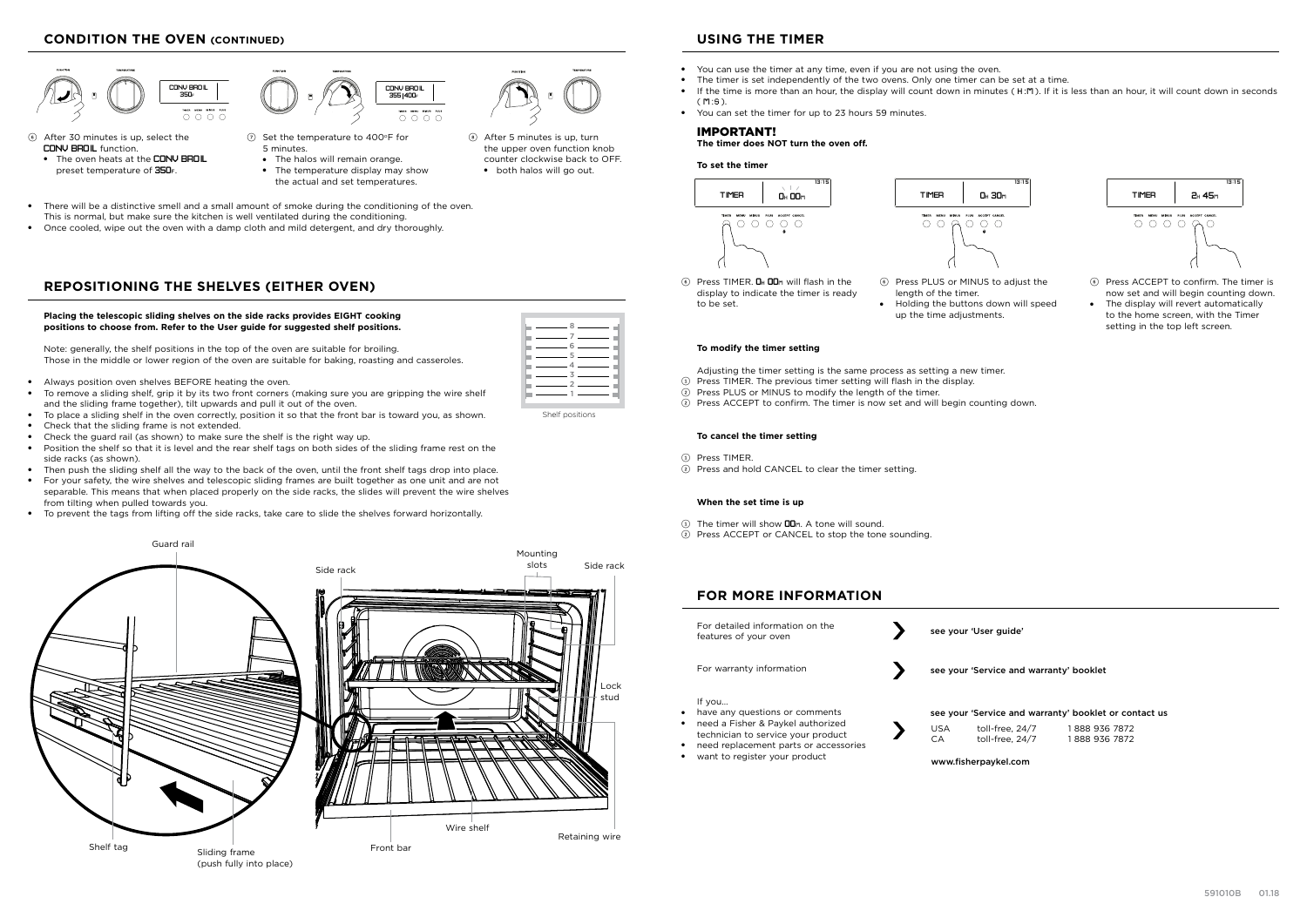## CONDITION THE OVEN (CONTINUED)

CONV BROIL 350

CONV BROIL 355 | 400

6. After 30 minutes is up, select the **CONV BROIL** function.
   - The oven heats at the **CONV BROIL** preset temperature of **350**F.
7. Set the temperature to 400ºF for 5 minutes.
   - The halos will remain orange.
   - The temperature display may show the actual and set temperatures.
8. After 5 minutes is up, turn the upper oven function knob counter clockwise back to OFF.
   - both halos will go out.

- There will be a distinctive smell and a small amount of smoke during the conditioning of the oven. This is normal, but make sure the kitchen is well ventilated during the conditioning.
- Once cooled, wipe out the oven with a damp cloth and mild detergent, and dry thoroughly.

## REPOSITIONING THE SHELVES (EITHER OVEN)

**Placing the telescopic sliding shelves on the side racks provides EIGHT cooking positions to choose from. Refer to the User guide for suggested shelf positions.**

Note: generally, the shelf positions in the top of the oven are suitable for broiling. Those in the middle or lower region of the oven are suitable for baking, roasting and casseroles.

8
7
6
5
4
3
2
1

Shelf positions

- Always position oven shelves BEFORE heating the oven.
- To remove a sliding shelf, grip it by its two front corners (making sure you are gripping the wire shelf and the sliding frame together), tilt upwards and pull it out of the oven.
- To place a sliding shelf in the oven correctly, position it so that the front bar is toward you, as shown.
- Check that the sliding frame is not extended.
- Check the guard rail (as shown) to make sure the shelf is the right way up.
- Position the shelf so that it is level and the rear shelf tags on both sides of the sliding frame rest on the side racks (as shown).
- Then push the sliding shelf all the way to the back of the oven, until the front shelf tags drop into place.
- For your safety, the wire shelves and telescopic sliding frames are built together as one unit and are not separable. This means that when placed properly on the side racks, the slides will prevent the wire shelves from tilting when pulled towards you.
- To prevent the tags from lifting off the side racks, take care to slide the shelves forward horizontally.

Guard rail
Side rack
Mounting slots
Side rack
Lock stud
Wire shelf
Retaining wire
Shelf tag
Sliding frame (push fully into place)
Front bar

## USING THE TIMER

- You can use the timer at any time, even if you are not using the oven.
- The timer is set independently of the two ovens. Only one timer can be set at a time.
- If the time is more than an hour, the display will count down in minutes ( H:M ). If it is less than an hour, it will count down in seconds ( M:S ).
- You can set the timer for up to 23 hours 59 minutes.

### IMPORTANT!

**The timer does NOT turn the oven off.**

**To set the timer**

TIMER 0H 00M 13:15

TIMER 0H 30M 13:15

TIMER 2H 45M 13:15

1. Press TIMER. **0H 00M** will flash in the display to indicate the timer is ready to be set.
2. Press PLUS or MINUS to adjust the length of the timer.
   - Holding the buttons down will speed up the time adjustments.
3. Press ACCEPT to confirm. The timer is now set and will begin counting down.
   - The display will revert automatically to the home screen, with the Timer setting in the top left screen.

**To modify the timer setting**

Adjusting the timer setting is the same process as setting a new timer.

1. Press TIMER. The previous timer setting will flash in the display.
2. Press PLUS or MINUS to modify the length of the timer.
3. Press ACCEPT to confirm. The timer is now set and will begin counting down.

**To cancel the timer setting**

1. Press TIMER.
2. Press and hold CANCEL to clear the timer setting.

**When the set time is up**

1. The timer will show **00**M. A tone will sound.
2. Press ACCEPT or CANCEL to stop the tone sounding.

## FOR MORE INFORMATION

For detailed information on the features of your oven → see your 'User guide'

For warranty information → see your 'Service and warranty' booklet

If you...
- have any questions or comments
- need a Fisher & Paykel authorized technician to service your product
- need replacement parts or accessories
- want to register your product

→ see your 'Service and warranty' booklet or contact us

| | | |
|---|---|---|
| USA | toll-free, 24/7 | 1 888 936 7872 |
| CA | toll-free, 24/7 | 1 888 936 7872 |

www.fisherpaykel.com

591010B 01.18